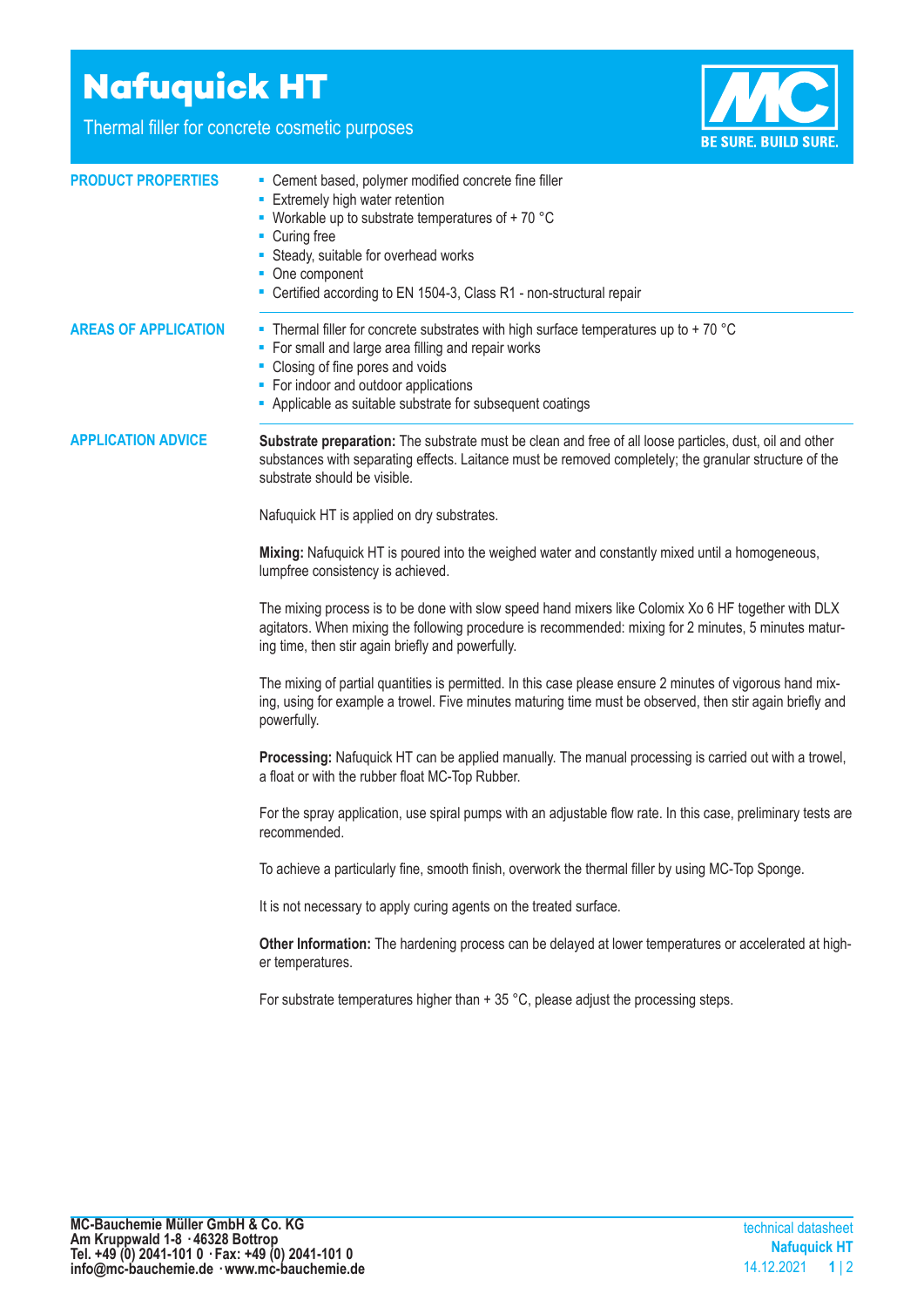# Nafuquick HT

Thermal filler for concrete cosmetic purposes

BE SURE. BUILD SURE.

## PRODUCT PROPERTIES

- Cement based, polymer modified concrete fine filler
- Extremely high water retention
- Workable up to substrate temperatures of + 70 °C
- Curing free
- Steady, suitable for overhead works
- One component
- Certified according to EN 1504-3, Class R1 - non-structural repair

## AREAS OF APPLICATION

- Thermal filler for concrete substrates with high surface temperatures up to + 70 °C
- For small and large area filling and repair works
- Closing of fine pores and voids
- For indoor and outdoor applications
- Applicable as suitable substrate for subsequent coatings

## APPLICATION ADVICE

**Substrate preparation:** The substrate must be clean and free of all loose particles, dust, oil and other substances with separating effects. Laitance must be removed completely; the granular structure of the substrate should be visible.

Nafuquick HT is applied on dry substrates.

**Mixing:** Nafuquick HT is poured into the weighed water and constantly mixed until a homogeneous, lumpfree consistency is achieved.

The mixing process is to be done with slow speed hand mixers like Colomix Xo 6 HF together with DLX agitators. When mixing the following procedure is recommended: mixing for 2 minutes, 5 minutes maturing time, then stir again briefly and powerfully.

The mixing of partial quantities is permitted. In this case please ensure 2 minutes of vigorous hand mixing, using for example a trowel. Five minutes maturing time must be observed, then stir again briefly and powerfully.

**Processing:** Nafuquick HT can be applied manually. The manual processing is carried out with a trowel, a float or with the rubber float MC-Top Rubber.

For the spray application, use spiral pumps with an adjustable flow rate. In this case, preliminary tests are recommended.

To achieve a particularly fine, smooth finish, overwork the thermal filler by using MC-Top Sponge.

It is not necessary to apply curing agents on the treated surface.

**Other Information:** The hardening process can be delayed at lower temperatures or accelerated at higher temperatures.

For substrate temperatures higher than + 35 °C, please adjust the processing steps.

**MC-Bauchemie Müller GmbH & Co. KG**
**Am Kruppwald 1-8 · 46328 Bottrop**
**Tel. +49 (0) 2041-101 0 · Fax: +49 (0) 2041-101 0**
**info@mc-bauchemie.de · www.mc-bauchemie.de**

technical datasheet
**Nafuquick HT**
14.12.2021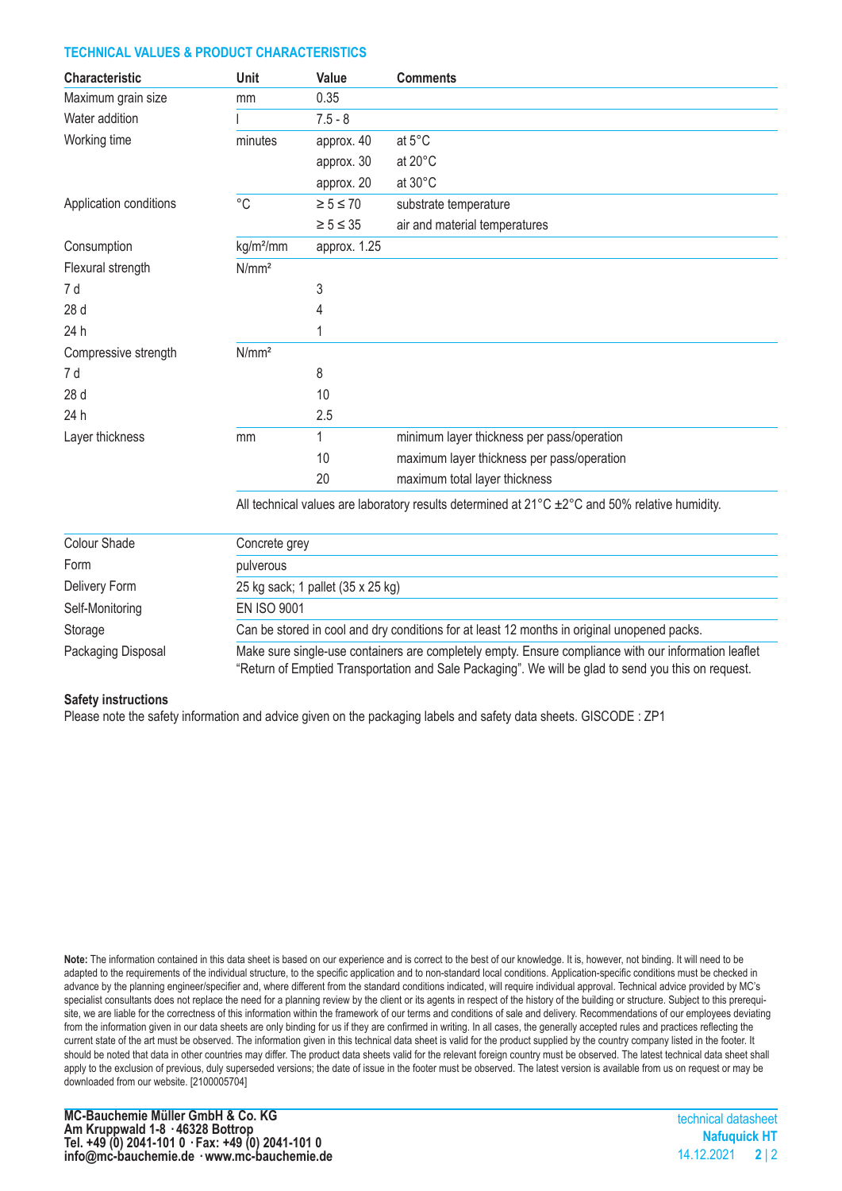## TECHNICAL VALUES & PRODUCT CHARACTERISTICS

| Characteristic | Unit | Value | Comments |
|---|---|---|---|
| Maximum grain size | mm | 0.35 | |
| Water addition | l | 7.5 - 8 | |
| Working time | minutes | approx. 40 | at 5°C |
| | | approx. 30 | at 20°C |
| | | approx. 20 | at 30°C |
| Application conditions | °C | ≥ 5 ≤ 70 | substrate temperature |
| | | ≥ 5 ≤ 35 | air and material temperatures |
| Consumption | kg/m²/mm | approx. 1.25 | |
| Flexural strength | N/mm² | | |
| 7 d | | 3 | |
| 28 d | | 4 | |
| 24 h | | 1 | |
| Compressive strength | N/mm² | | |
| 7 d | | 8 | |
| 28 d | | 10 | |
| 24 h | | 2.5 | |
| Layer thickness | mm | 1 | minimum layer thickness per pass/operation |
| | | 10 | maximum layer thickness per pass/operation |
| | | 20 | maximum total layer thickness |

All technical values are laboratory results determined at 21°C ±2°C and 50% relative humidity.

| | |
|---|---|
| Colour Shade | Concrete grey |
| Form | pulverous |
| Delivery Form | 25 kg sack; 1 pallet (35 x 25 kg) |
| Self-Monitoring | EN ISO 9001 |
| Storage | Can be stored in cool and dry conditions for at least 12 months in original unopened packs. |
| Packaging Disposal | Make sure single-use containers are completely empty. Ensure compliance with our information leaflet “Return of Emptied Transportation and Sale Packaging”. We will be glad to send you this on request. |

**Safety instructions**

Please note the safety information and advice given on the packaging labels and safety data sheets. GISCODE : ZP1

**Note:** The information contained in this data sheet is based on our experience and is correct to the best of our knowledge. It is, however, not binding. It will need to be adapted to the requirements of the individual structure, to the specific application and to non-standard local conditions. Application-specific conditions must be checked in advance by the planning engineer/specifier and, where different from the standard conditions indicated, will require individual approval. Technical advice provided by MC's specialist consultants does not replace the need for a planning review by the client or its agents in respect of the history of the building or structure. Subject to this prerequisite, we are liable for the correctness of this information within the framework of our terms and conditions of sale and delivery. Recommendations of our employees deviating from the information given in our data sheets are only binding for us if they are confirmed in writing. In all cases, the generally accepted rules and practices reflecting the current state of the art must be observed. The information given in this technical data sheet is valid for the product supplied by the country company listed in the footer. It should be noted that data in other countries may differ. The product data sheets valid for the relevant foreign country must be observed. The latest technical data sheet shall apply to the exclusion of previous, duly superseded versions; the date of issue in the footer must be observed. The latest version is available from us on request or may be downloaded from our website. [2100005704]

**MC-Bauchemie Müller GmbH & Co. KG**
**Am Kruppwald 1-8 · 46328 Bottrop**
**Tel. +49 (0) 2041-101 0 · Fax: +49 (0) 2041-101 0**
**info@mc-bauchemie.de · www.mc-bauchemie.de**

technical datasheet
**Nafuquick HT**
14.12.2021